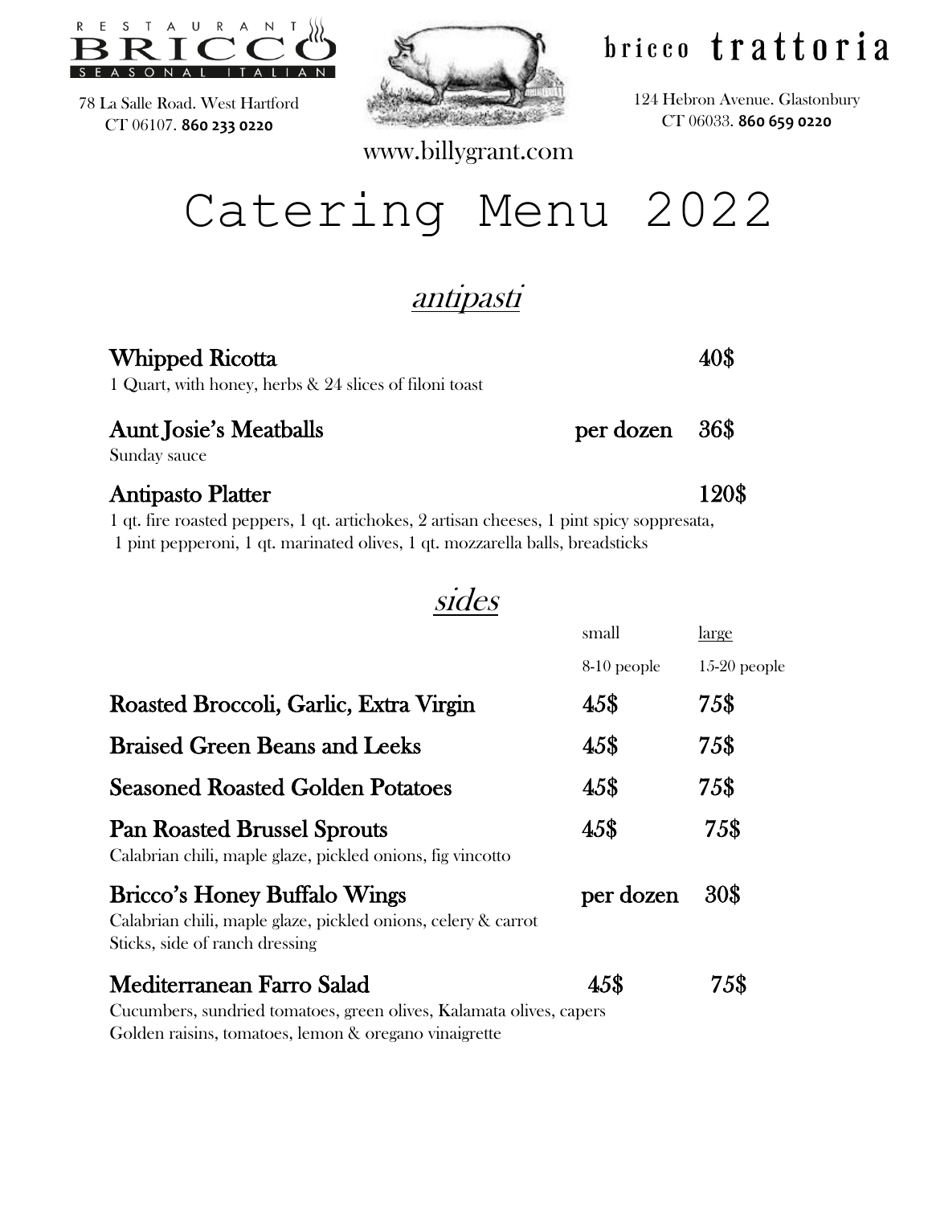RESTAURANT BRICCO
SEASONAL ITALIAN

78 La Salle Road. West Hartford
CT 06107. **860 233 0220**

bricco trattoria

124 Hebron Avenue. Glastonbury
CT 06033. **860 659 0220**

www.billygrant.com

# Catering Menu 2022

## *antipasti*

**Whipped Ricotta** — **40$**
1 Quart, with honey, herbs & 24 slices of filoni toast

**Aunt Josie's Meatballs** — **per dozen 36$**
Sunday sauce

**Antipasto Platter** — **120$**
1 qt. fire roasted peppers, 1 qt. artichokes, 2 artisan cheeses, 1 pint spicy soppresata, 1 pint pepperoni, 1 qt. marinated olives, 1 qt. mozzarella balls, breadsticks

## *sides*

| | small<br>8-10 people | large<br>15-20 people |
|---|---|---|
| **Roasted Broccoli, Garlic, Extra Virgin** | **45$** | **75$** |
| **Braised Green Beans and Leeks** | **45$** | **75$** |
| **Seasoned Roasted Golden Potatoes** | **45$** | **75$** |
| **Pan Roasted Brussel Sprouts**<br>Calabrian chili, maple glaze, pickled onions, fig vincotto | **45$** | **75$** |
| **Bricco's Honey Buffalo Wings**<br>Calabrian chili, maple glaze, pickled onions, celery & carrot Sticks, side of ranch dressing | **per dozen** | **30$** |
| **Mediterranean Farro Salad**<br>Cucumbers, sundried tomatoes, green olives, Kalamata olives, capers Golden raisins, tomatoes, lemon & oregano vinaigrette | **45$** | **75$** |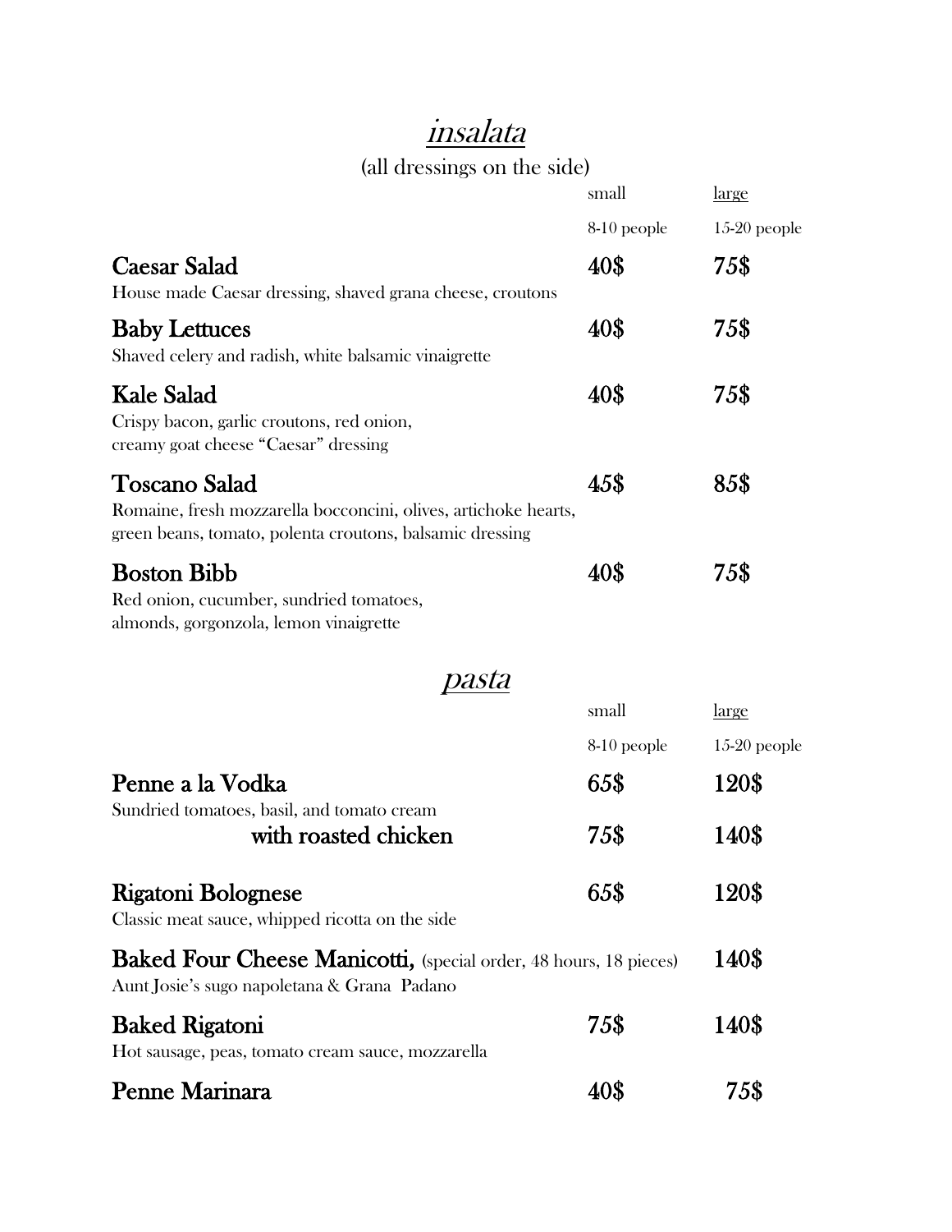# *insalata*

(all dressings on the side)

| | small<br>8-10 people | large<br>15-20 people |
|---|---|---|
| **Caesar Salad**<br>House made Caesar dressing, shaved grana cheese, croutons | 40$ | 75$ |
| **Baby Lettuces**<br>Shaved celery and radish, white balsamic vinaigrette | 40$ | 75$ |
| **Kale Salad**<br>Crispy bacon, garlic croutons, red onion, creamy goat cheese "Caesar" dressing | 40$ | 75$ |
| **Toscano Salad**<br>Romaine, fresh mozzarella bocconcini, olives, artichoke hearts, green beans, tomato, polenta croutons, balsamic dressing | 45$ | 85$ |
| **Boston Bibb**<br>Red onion, cucumber, sundried tomatoes, almonds, gorgonzola, lemon vinaigrette | 40$ | 75$ |

# *pasta*

| | small<br>8-10 people | large<br>15-20 people |
|---|---|---|
| **Penne a la Vodka**<br>Sundried tomatoes, basil, and tomato cream | 65$ | 120$ |
| with roasted chicken | 75$ | 140$ |
| **Rigatoni Bolognese**<br>Classic meat sauce, whipped ricotta on the side | 65$ | 120$ |
| **Baked Four Cheese Manicotti,** (special order, 48 hours, 18 pieces)<br>Aunt Josie's sugo napoletana & Grana Padano | | 140$ |
| **Baked Rigatoni**<br>Hot sausage, peas, tomato cream sauce, mozzarella | 75$ | 140$ |
| **Penne Marinara** | 40$ | 75$ |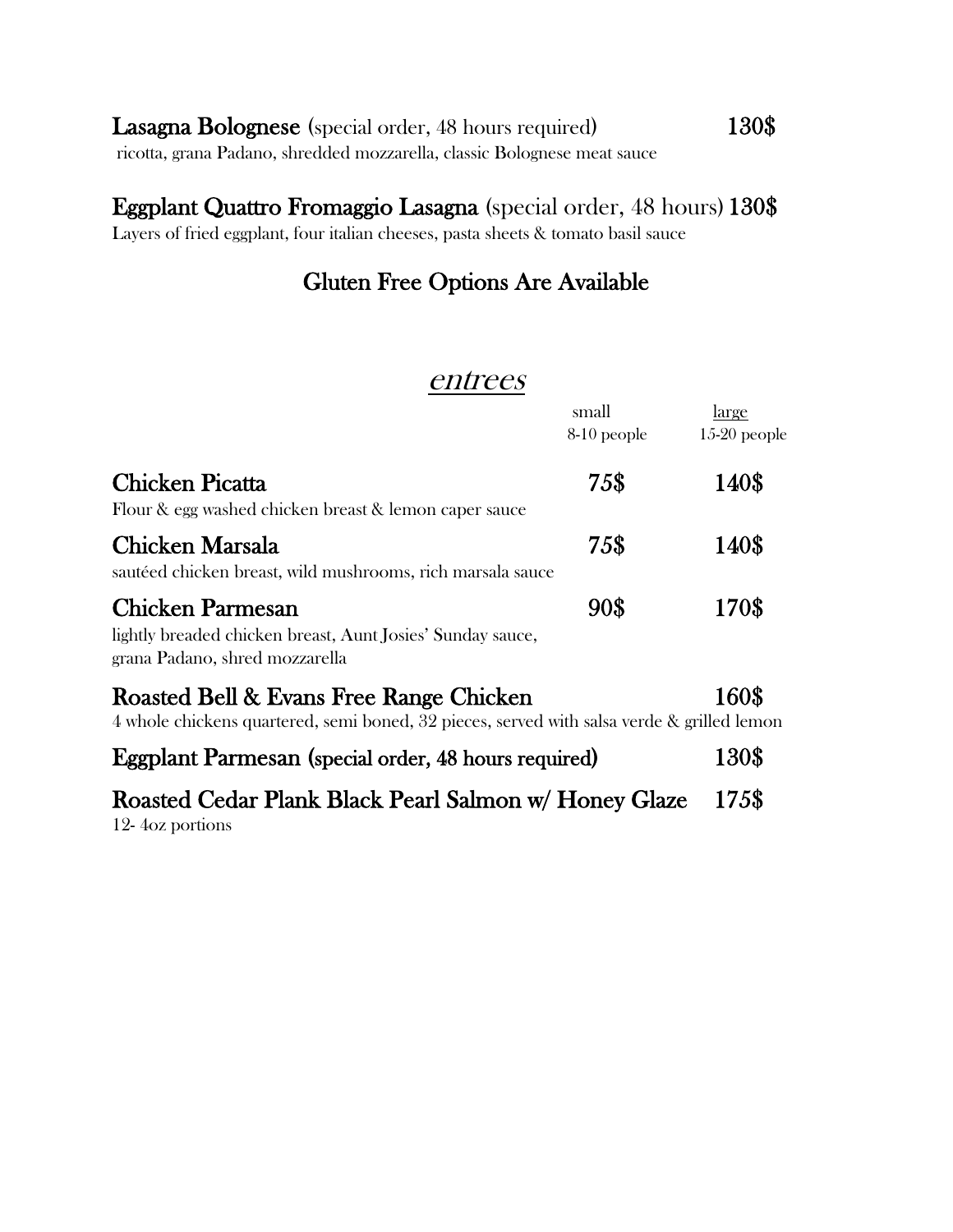**Lasagna Bolognese** (special order, 48 hours required) **130$**

ricotta, grana Padano, shredded mozzarella, classic Bolognese meat sauce

**Eggplant Quattro Fromaggio Lasagna** (special order, 48 hours) **130$**

Layers of fried eggplant, four italian cheeses, pasta sheets & tomato basil sauce

## Gluten Free Options Are Available

## *entrees*

| | small<br>8-10 people | large<br>15-20 people |
|---|---|---|
| **Chicken Picatta**<br>Flour & egg washed chicken breast & lemon caper sauce | **75$** | **140$** |
| **Chicken Marsala**<br>sautéed chicken breast, wild mushrooms, rich marsala sauce | **75$** | **140$** |
| **Chicken Parmesan**<br>lightly breaded chicken breast, Aunt Josies' Sunday sauce, grana Padano, shred mozzarella | **90$** | **170$** |
| **Roasted Bell & Evans Free Range Chicken**<br>4 whole chickens quartered, semi boned, 32 pieces, served with salsa verde & grilled lemon | | **160$** |
| **Eggplant Parmesan (special order, 48 hours required)** | | **130$** |
| **Roasted Cedar Plank Black Pearl Salmon w/ Honey Glaze**<br>12- 4oz portions | | **175$** |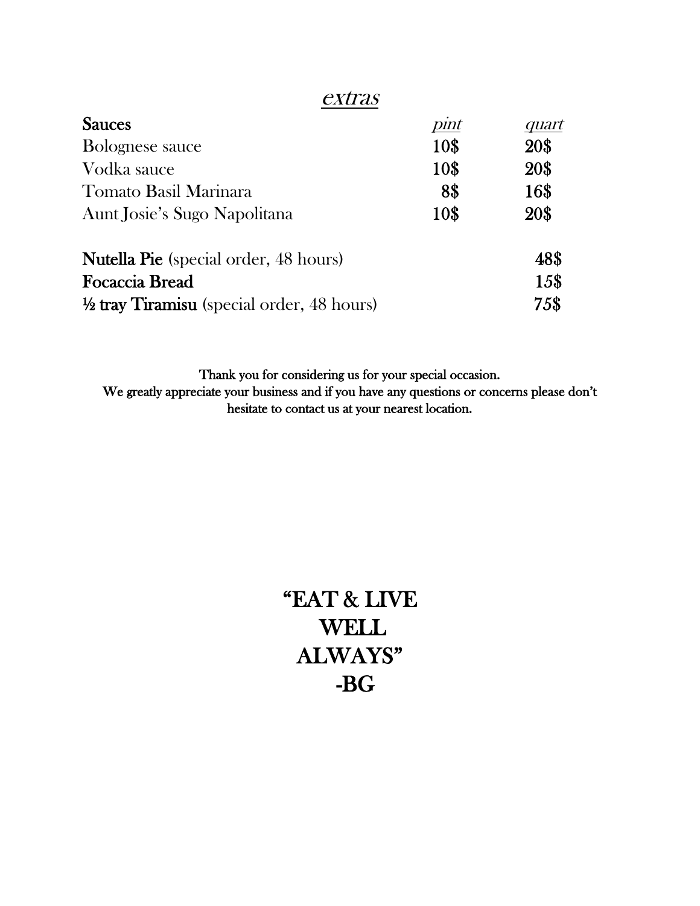## *extras*

| **Sauces** | *pint* | *quart* |
| --- | --- | --- |
| Bolognese sauce | **10$** | **20$** |
| Vodka sauce | **10$** | **20$** |
| Tomato Basil Marinara | **8$** | **16$** |
| Aunt Josie's Sugo Napolitana | **10$** | **20$** |

| | |
| --- | --- |
| **Nutella Pie** (special order, 48 hours) | **48$** |
| **Focaccia Bread** | **15$** |
| **½ tray Tiramisu** (special order, 48 hours) | **75$** |

Thank you for considering us for your special occasion.
We greatly appreciate your business and if you have any questions or concerns please don't hesitate to contact us at your nearest location.

“EAT & LIVE
WELL
ALWAYS”
-BG